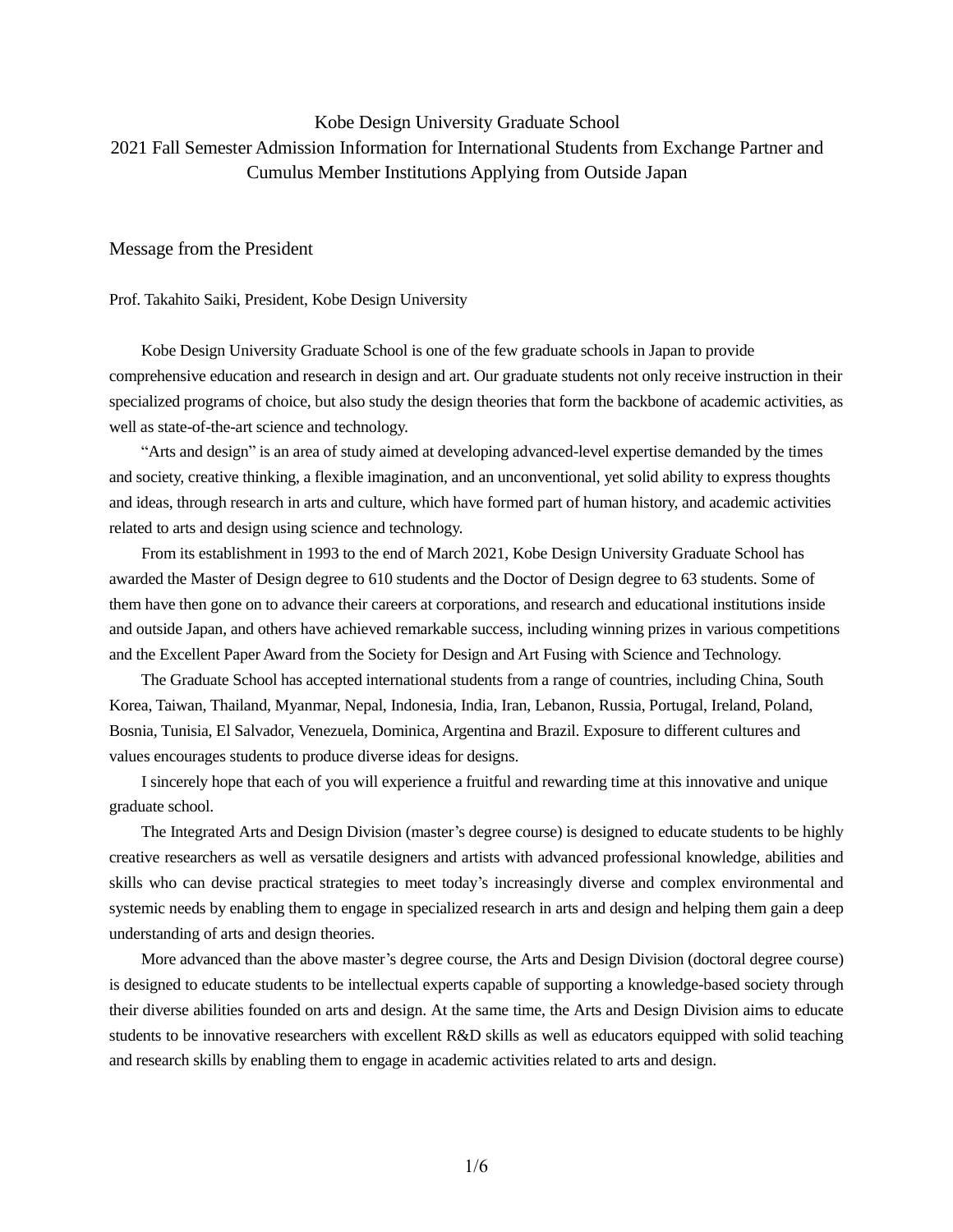# Kobe Design University Graduate School
# 2021 Fall Semester Admission Information for International Students from Exchange Partner and Cumulus Member Institutions Applying from Outside Japan

## Message from the President

Prof. Takahito Saiki, President, Kobe Design University

Kobe Design University Graduate School is one of the few graduate schools in Japan to provide comprehensive education and research in design and art. Our graduate students not only receive instruction in their specialized programs of choice, but also study the design theories that form the backbone of academic activities, as well as state-of-the-art science and technology.

"Arts and design" is an area of study aimed at developing advanced-level expertise demanded by the times and society, creative thinking, a flexible imagination, and an unconventional, yet solid ability to express thoughts and ideas, through research in arts and culture, which have formed part of human history, and academic activities related to arts and design using science and technology.

From its establishment in 1993 to the end of March 2021, Kobe Design University Graduate School has awarded the Master of Design degree to 610 students and the Doctor of Design degree to 63 students. Some of them have then gone on to advance their careers at corporations, and research and educational institutions inside and outside Japan, and others have achieved remarkable success, including winning prizes in various competitions and the Excellent Paper Award from the Society for Design and Art Fusing with Science and Technology.

The Graduate School has accepted international students from a range of countries, including China, South Korea, Taiwan, Thailand, Myanmar, Nepal, Indonesia, India, Iran, Lebanon, Russia, Portugal, Ireland, Poland, Bosnia, Tunisia, El Salvador, Venezuela, Dominica, Argentina and Brazil. Exposure to different cultures and values encourages students to produce diverse ideas for designs.

I sincerely hope that each of you will experience a fruitful and rewarding time at this innovative and unique graduate school.

The Integrated Arts and Design Division (master's degree course) is designed to educate students to be highly creative researchers as well as versatile designers and artists with advanced professional knowledge, abilities and skills who can devise practical strategies to meet today's increasingly diverse and complex environmental and systemic needs by enabling them to engage in specialized research in arts and design and helping them gain a deep understanding of arts and design theories.

More advanced than the above master's degree course, the Arts and Design Division (doctoral degree course) is designed to educate students to be intellectual experts capable of supporting a knowledge-based society through their diverse abilities founded on arts and design. At the same time, the Arts and Design Division aims to educate students to be innovative researchers with excellent R&D skills as well as educators equipped with solid teaching and research skills by enabling them to engage in academic activities related to arts and design.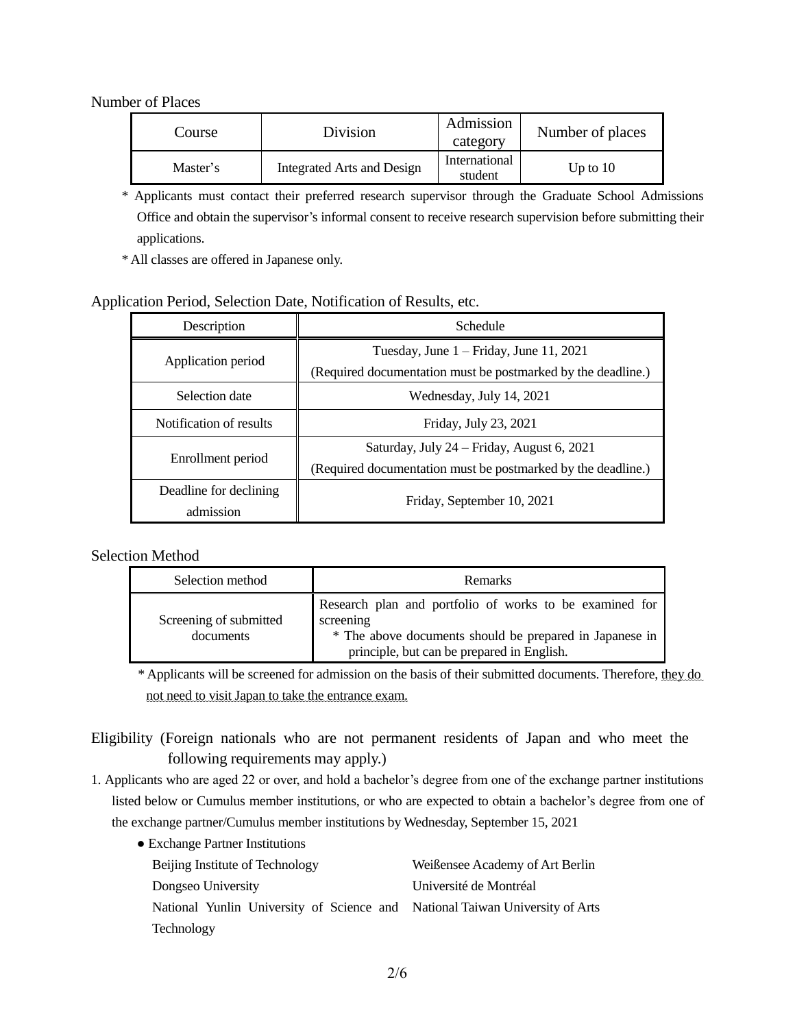## Number of Places

| Course | Division | Admission category | Number of places |
|---|---|---|---|
| Master's | Integrated Arts and Design | International student | Up to 10 |

\* Applicants must contact their preferred research supervisor through the Graduate School Admissions Office and obtain the supervisor's informal consent to receive research supervision before submitting their applications.

\* All classes are offered in Japanese only.

## Application Period, Selection Date, Notification of Results, etc.

| Description | Schedule |
|---|---|
| Application period | Tuesday, June 1 – Friday, June 11, 2021<br>(Required documentation must be postmarked by the deadline.) |
| Selection date | Wednesday, July 14, 2021 |
| Notification of results | Friday, July 23, 2021 |
| Enrollment period | Saturday, July 24 – Friday, August 6, 2021<br>(Required documentation must be postmarked by the deadline.) |
| Deadline for declining admission | Friday, September 10, 2021 |

## Selection Method

| Selection method | Remarks |
|---|---|
| Screening of submitted documents | Research plan and portfolio of works to be examined for screening<br>\* The above documents should be prepared in Japanese in principle, but can be prepared in English. |

\* Applicants will be screened for admission on the basis of their submitted documents. Therefore, they do not need to visit Japan to take the entrance exam.

## Eligibility (Foreign nationals who are not permanent residents of Japan and who meet the following requirements may apply.)

1. Applicants who are aged 22 or over, and hold a bachelor's degree from one of the exchange partner institutions listed below or Cumulus member institutions, or who are expected to obtain a bachelor's degree from one of the exchange partner/Cumulus member institutions by Wednesday, September 15, 2021
   - Exchange Partner Institutions
     - Beijing Institute of Technology
     - Dongseo University
     - National Yunlin University of Science and Technology
     - Weißensee Academy of Art Berlin
     - Université de Montréal
     - National Taiwan University of Arts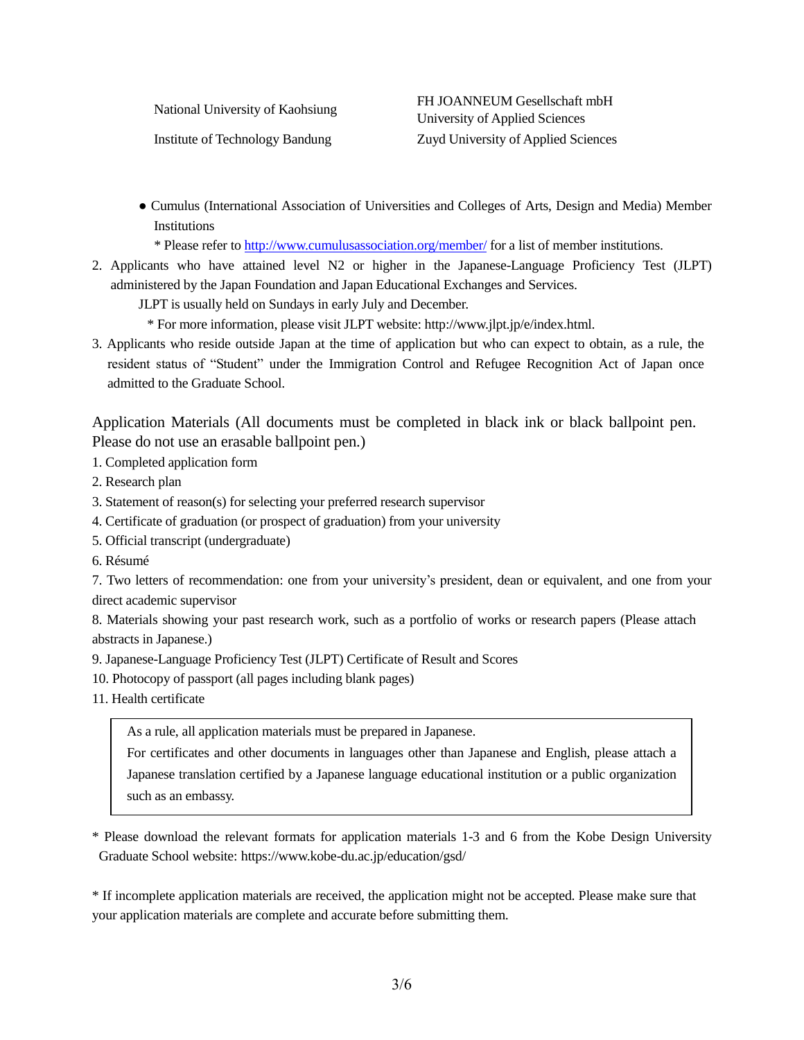| | |
|---|---|
| National University of Kaohsiung | FH JOANNEUM Gesellschaft mbH University of Applied Sciences |
| Institute of Technology Bandung | Zuyd University of Applied Sciences |

- Cumulus (International Association of Universities and Colleges of Arts, Design and Media) Member Institutions

  * Please refer to http://www.cumulusassociation.org/member/ for a list of member institutions.

2. Applicants who have attained level N2 or higher in the Japanese-Language Proficiency Test (JLPT) administered by the Japan Foundation and Japan Educational Exchanges and Services.

   JLPT is usually held on Sundays in early July and December.

   * For more information, please visit JLPT website: http://www.jlpt.jp/e/index.html.

3. Applicants who reside outside Japan at the time of application but who can expect to obtain, as a rule, the resident status of "Student" under the Immigration Control and Refugee Recognition Act of Japan once admitted to the Graduate School.

## Application Materials (All documents must be completed in black ink or black ballpoint pen. Please do not use an erasable ballpoint pen.)

1. Completed application form
2. Research plan
3. Statement of reason(s) for selecting your preferred research supervisor
4. Certificate of graduation (or prospect of graduation) from your university
5. Official transcript (undergraduate)
6. Résumé
7. Two letters of recommendation: one from your university's president, dean or equivalent, and one from your direct academic supervisor
8. Materials showing your past research work, such as a portfolio of works or research papers (Please attach abstracts in Japanese.)
9. Japanese-Language Proficiency Test (JLPT) Certificate of Result and Scores
10. Photocopy of passport (all pages including blank pages)
11. Health certificate

> As a rule, all application materials must be prepared in Japanese.
> For certificates and other documents in languages other than Japanese and English, please attach a Japanese translation certified by a Japanese language educational institution or a public organization such as an embassy.

* Please download the relevant formats for application materials 1-3 and 6 from the Kobe Design University Graduate School website: https://www.kobe-du.ac.jp/education/gsd/

* If incomplete application materials are received, the application might not be accepted. Please make sure that your application materials are complete and accurate before submitting them.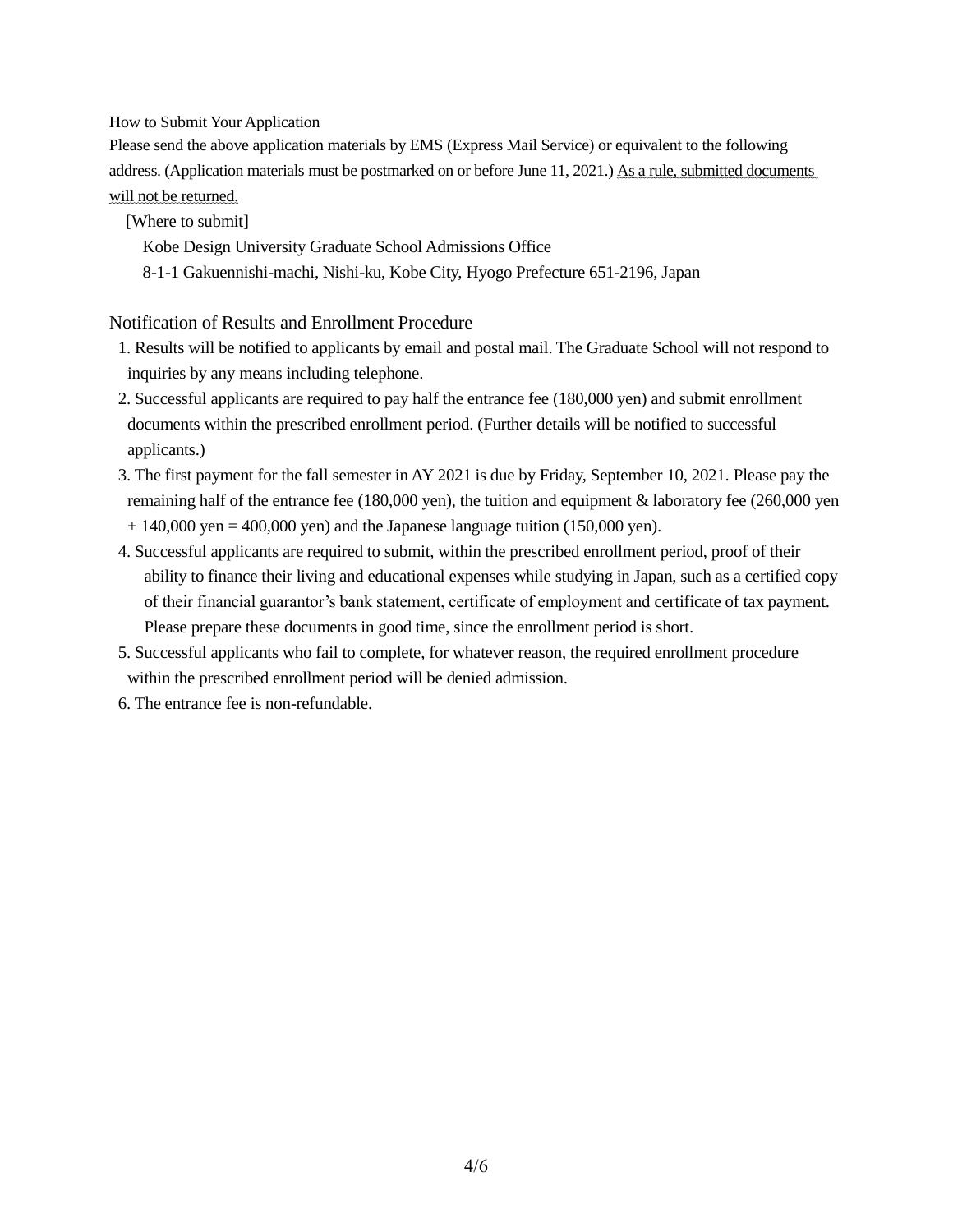## How to Submit Your Application

Please send the above application materials by EMS (Express Mail Service) or equivalent to the following address. (Application materials must be postmarked on or before June 11, 2021.) As a rule, submitted documents will not be returned.

[Where to submit]

Kobe Design University Graduate School Admissions Office
8-1-1 Gakuennishi-machi, Nishi-ku, Kobe City, Hyogo Prefecture 651-2196, Japan

## Notification of Results and Enrollment Procedure

1. Results will be notified to applicants by email and postal mail. The Graduate School will not respond to inquiries by any means including telephone.
2. Successful applicants are required to pay half the entrance fee (180,000 yen) and submit enrollment documents within the prescribed enrollment period. (Further details will be notified to successful applicants.)
3. The first payment for the fall semester in AY 2021 is due by Friday, September 10, 2021. Please pay the remaining half of the entrance fee (180,000 yen), the tuition and equipment & laboratory fee (260,000 yen + 140,000 yen = 400,000 yen) and the Japanese language tuition (150,000 yen).
4. Successful applicants are required to submit, within the prescribed enrollment period, proof of their ability to finance their living and educational expenses while studying in Japan, such as a certified copy of their financial guarantor's bank statement, certificate of employment and certificate of tax payment. Please prepare these documents in good time, since the enrollment period is short.
5. Successful applicants who fail to complete, for whatever reason, the required enrollment procedure within the prescribed enrollment period will be denied admission.
6. The entrance fee is non-refundable.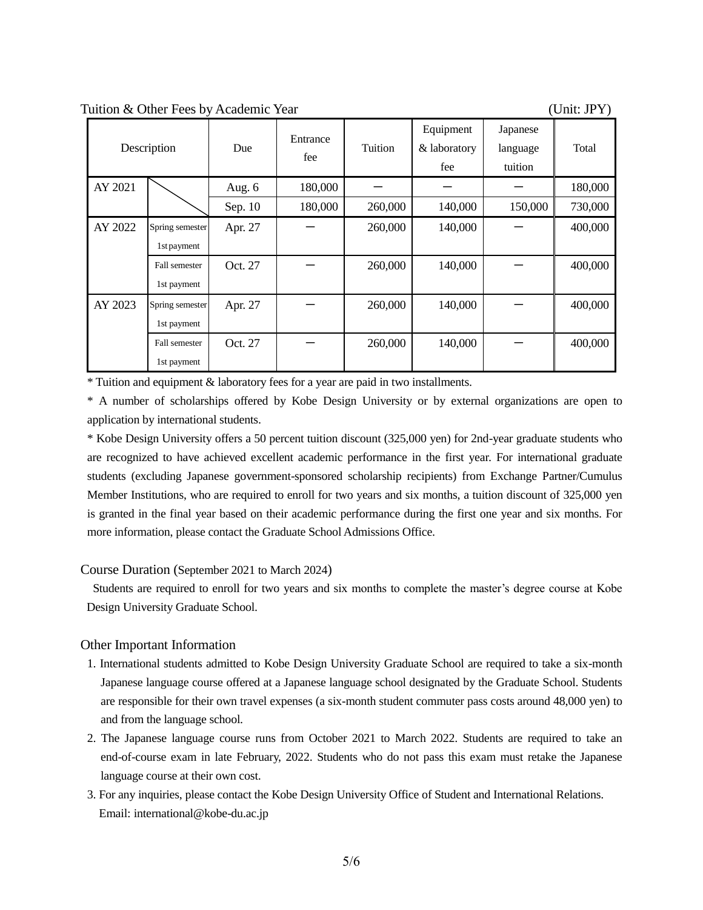Tuition & Other Fees by Academic Year (Unit: JPY)

| Description | | Due | Entrance fee | Tuition | Equipment & laboratory fee | Japanese language tuition | Total |
|---|---|---|---|---|---|---|---|
| AY 2021 | | Aug. 6 | 180,000 | ー | ー | ー | 180,000 |
| | | Sep. 10 | 180,000 | 260,000 | 140,000 | 150,000 | 730,000 |
| AY 2022 | Spring semester 1st payment | Apr. 27 | ー | 260,000 | 140,000 | ー | 400,000 |
| | Fall semester 1st payment | Oct. 27 | ー | 260,000 | 140,000 | ー | 400,000 |
| AY 2023 | Spring semester 1st payment | Apr. 27 | ー | 260,000 | 140,000 | ー | 400,000 |
| | Fall semester 1st payment | Oct. 27 | ー | 260,000 | 140,000 | ー | 400,000 |

* Tuition and equipment & laboratory fees for a year are paid in two installments.

* A number of scholarships offered by Kobe Design University or by external organizations are open to application by international students.

* Kobe Design University offers a 50 percent tuition discount (325,000 yen) for 2nd-year graduate students who are recognized to have achieved excellent academic performance in the first year. For international graduate students (excluding Japanese government-sponsored scholarship recipients) from Exchange Partner/Cumulus Member Institutions, who are required to enroll for two years and six months, a tuition discount of 325,000 yen is granted in the final year based on their academic performance during the first one year and six months. For more information, please contact the Graduate School Admissions Office.

## Course Duration (September 2021 to March 2024)

Students are required to enroll for two years and six months to complete the master's degree course at Kobe Design University Graduate School.

## Other Important Information

1. International students admitted to Kobe Design University Graduate School are required to take a six-month Japanese language course offered at a Japanese language school designated by the Graduate School. Students are responsible for their own travel expenses (a six-month student commuter pass costs around 48,000 yen) to and from the language school.
2. The Japanese language course runs from October 2021 to March 2022. Students are required to take an end-of-course exam in late February, 2022. Students who do not pass this exam must retake the Japanese language course at their own cost.
3. For any inquiries, please contact the Kobe Design University Office of Student and International Relations.
   Email: international@kobe-du.ac.jp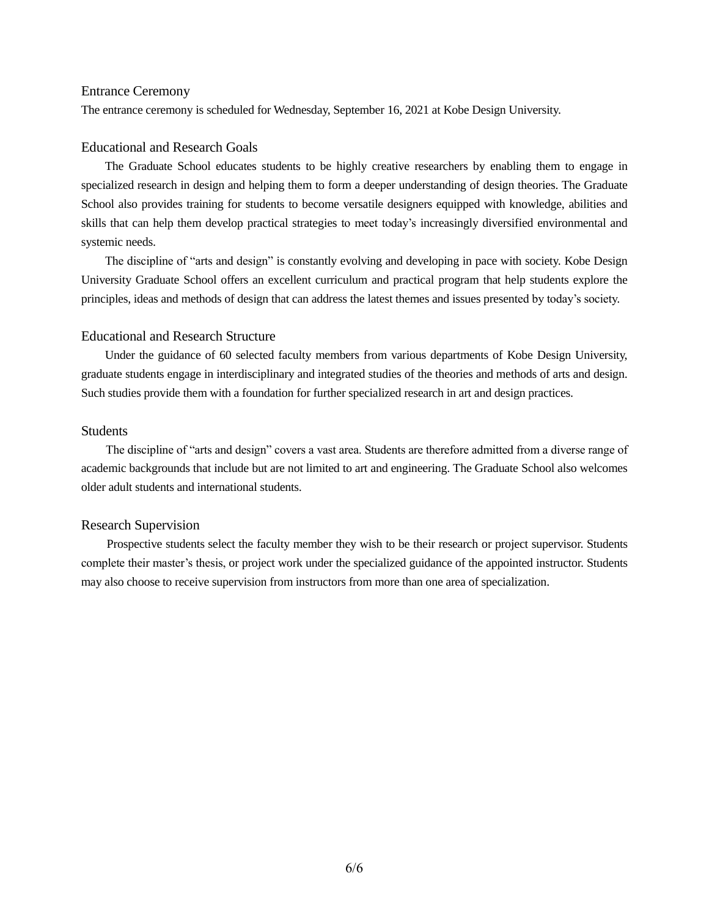## Entrance Ceremony

The entrance ceremony is scheduled for Wednesday, September 16, 2021 at Kobe Design University.

## Educational and Research Goals

The Graduate School educates students to be highly creative researchers by enabling them to engage in specialized research in design and helping them to form a deeper understanding of design theories. The Graduate School also provides training for students to become versatile designers equipped with knowledge, abilities and skills that can help them develop practical strategies to meet today's increasingly diversified environmental and systemic needs.

The discipline of "arts and design" is constantly evolving and developing in pace with society. Kobe Design University Graduate School offers an excellent curriculum and practical program that help students explore the principles, ideas and methods of design that can address the latest themes and issues presented by today's society.

## Educational and Research Structure

Under the guidance of 60 selected faculty members from various departments of Kobe Design University, graduate students engage in interdisciplinary and integrated studies of the theories and methods of arts and design. Such studies provide them with a foundation for further specialized research in art and design practices.

## Students

The discipline of "arts and design" covers a vast area. Students are therefore admitted from a diverse range of academic backgrounds that include but are not limited to art and engineering. The Graduate School also welcomes older adult students and international students.

## Research Supervision

Prospective students select the faculty member they wish to be their research or project supervisor. Students complete their master's thesis, or project work under the specialized guidance of the appointed instructor. Students may also choose to receive supervision from instructors from more than one area of specialization.